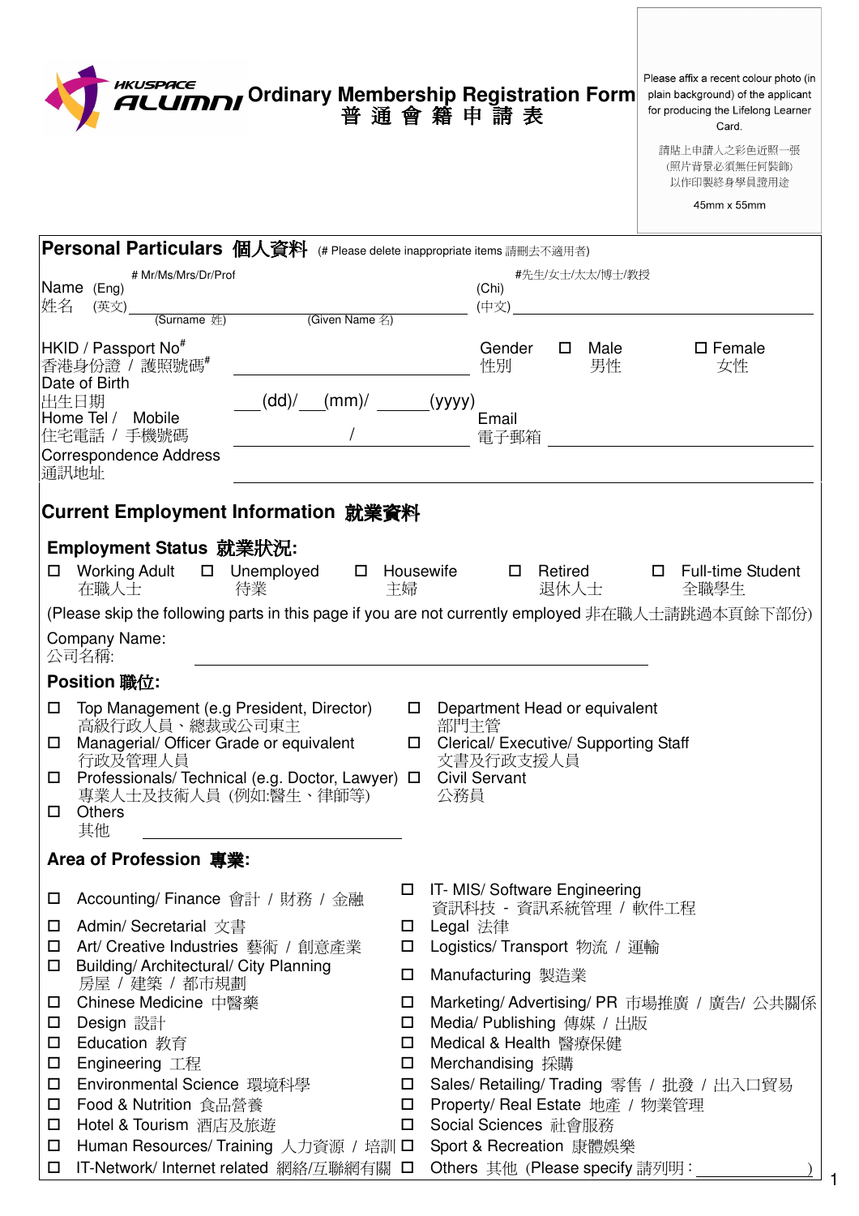HKUSPACE ALUMNI

# Ordinary Membership Registration Form
# 普通會籍申請表

Please affix a recent colour photo (in plain background) of the applicant for producing the Lifelong Learner Card.

請貼上申請人之彩色近照一張
(照片背景必須無任何裝飾)
以作印製終身學員證用途

45mm x 55mm

## Personal Particulars 個人資料 (# Please delete inappropriate items 請刪去不適用者)

Name (Eng) 姓名 (英文) # Mr/Ms/Mrs/Dr/Prof ____________ (Surname 姓) ____________ (Given Name 名)

(Chi) (中文) #先生/女士/太太/博士/教授 ____________

HKID / Passport No# 香港身份證 / 護照號碼# ____________

Gender 性別 ☐ Male 男性 ☐ Female 女性

Date of Birth 出生日期 ___(dd)/___(mm)/ ______(yyyy)

Home Tel / Mobile 住宅電話 / 手機號碼 ____________ / ____________

Email 電子郵箱 ____________

Correspondence Address 通訊地址 ____________

## Current Employment Information 就業資料

### Employment Status 就業狀況:

☐ Working Adult 在職人士 ☐ Unemployed 待業 ☐ Housewife 主婦 ☐ Retired 退休人士 ☐ Full-time Student 全職學生

(Please skip the following parts in this page if you are not currently employed 非在職人士請跳過本頁餘下部份)

Company Name: 公司名稱: ____________

### Position 職位:

- ☐ Top Management (e.g President, Director) 高級行政人員、總裁或公司東主
- ☐ Department Head or equivalent 部門主管
- ☐ Managerial/ Officer Grade or equivalent 行政及管理人員
- ☐ Clerical/ Executive/ Supporting Staff 文書及行政支援人員
- ☐ Professionals/ Technical (e.g. Doctor, Lawyer) 專業人士及技術人員 (例如:醫生、律師等)
- ☐ Civil Servant 公務員
- ☐ Others 其他 ____________

### Area of Profession 專業:

- ☐ Accounting/ Finance 會計 / 財務 / 金融
- ☐ IT- MIS/ Software Engineering 資訊科技 - 資訊系統管理 / 軟件工程
- ☐ Admin/ Secretarial 文書
- ☐ Legal 法律
- ☐ Art/ Creative Industries 藝術 / 創意產業
- ☐ Logistics/ Transport 物流 / 運輸
- ☐ Building/ Architectural/ City Planning 房屋 / 建築 / 都市規劃
- ☐ Manufacturing 製造業
- ☐ Chinese Medicine 中醫藥
- ☐ Marketing/ Advertising/ PR 市場推廣 / 廣告/ 公共關係
- ☐ Design 設計
- ☐ Media/ Publishing 傳媒 / 出版
- ☐ Education 教育
- ☐ Medical & Health 醫療保健
- ☐ Engineering 工程
- ☐ Merchandising 採購
- ☐ Environmental Science 環境科學
- ☐ Sales/ Retailing/ Trading 零售 / 批發 / 出入口貿易
- ☐ Food & Nutrition 食品營養
- ☐ Property/ Real Estate 地產 / 物業管理
- ☐ Hotel & Tourism 酒店及旅遊
- ☐ Social Sciences 社會服務
- ☐ Human Resources/ Training 人力資源 / 培訓
- ☐ Sport & Recreation 康體娛樂
- ☐ IT-Network/ Internet related 網絡/互聯網有關
- ☐ Others 其他 (Please specify 請列明: ____________)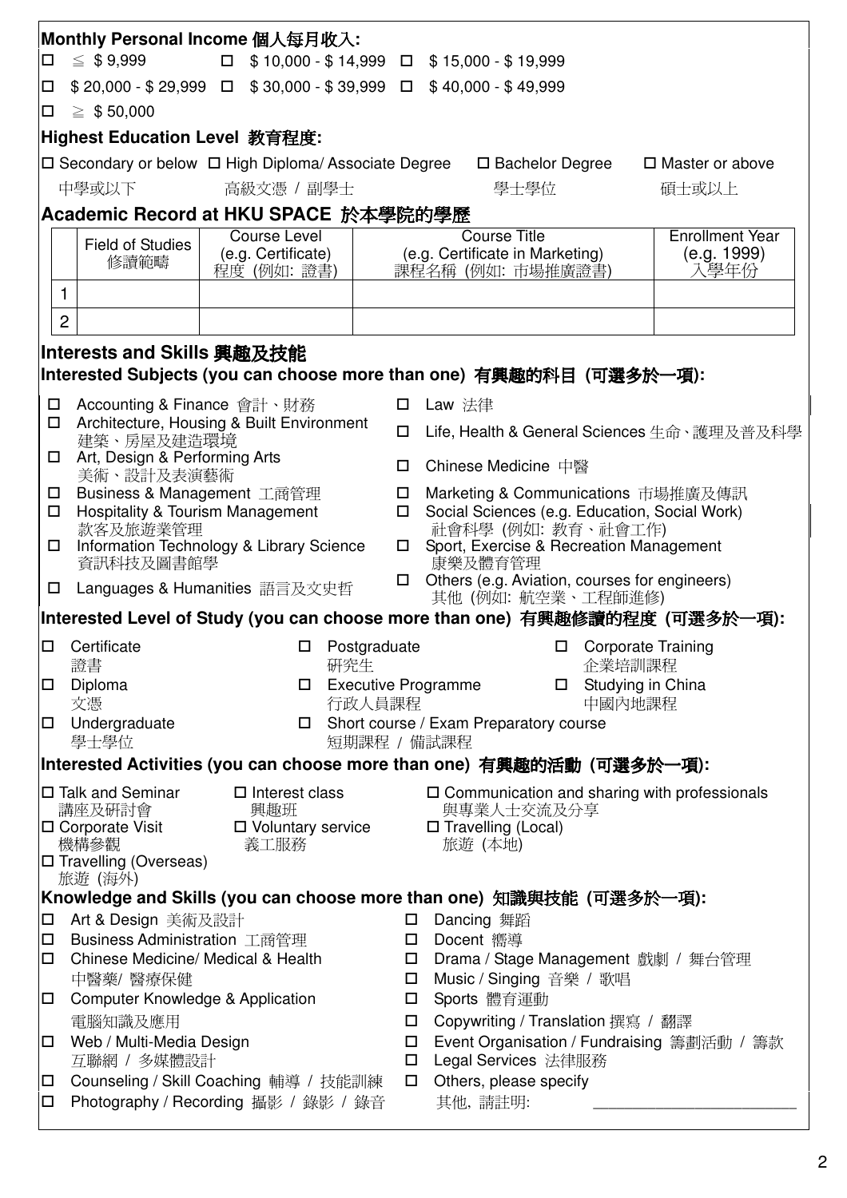## Monthly Personal Income 個人每月收入:

- ☐ ≦ $ 9,999
- ☐ $ 10,000 - $ 14,999
- ☐ $ 15,000 - $ 19,999
- ☐ $ 20,000 - $ 29,999
- ☐ $ 30,000 - $ 39,999
- ☐ $ 40,000 - $ 49,999
- ☐ ≧ $ 50,000

## Highest Education Level 教育程度:

- ☐ Secondary or below 中學或以下
- ☐ High Diploma/ Associate Degree 高級文憑 / 副學士
- ☐ Bachelor Degree 學士學位
- ☐ Master or above 碩士或以上

## Academic Record at HKU SPACE 於本學院的學歷

| | Field of Studies 修讀範疇 | Course Level (e.g. Certificate) 程度 (例如: 證書) | Course Title (e.g. Certificate in Marketing) 課程名稱 (例如: 市場推廣證書) | Enrollment Year (e.g. 1999) 入學年份 |
|---|---|---|---|---|
| 1 | | | | |
| 2 | | | | |

## Interests and Skills 興趣及技能

### Interested Subjects (you can choose more than one) 有興趣的科目 (可選多於一項):

- ☐ Accounting & Finance 會計、財務
- ☐ Architecture, Housing & Built Environment 建築、房屋及建造環境
- ☐ Art, Design & Performing Arts 美術、設計及表演藝術
- ☐ Business & Management 工商管理
- ☐ Hospitality & Tourism Management 款客及旅遊業管理
- ☐ Information Technology & Library Science 資訊科技及圖書館學
- ☐ Languages & Humanities 語言及文史哲
- ☐ Law 法律
- ☐ Life, Health & General Sciences 生命、護理及普及科學
- ☐ Chinese Medicine 中醫
- ☐ Marketing & Communications 市場推廣及傳訊
- ☐ Social Sciences (e.g. Education, Social Work) 社會科學 (例如: 教育、社會工作)
- ☐ Sport, Exercise & Recreation Management 康樂及體育管理
- ☐ Others (e.g. Aviation, courses for engineers) 其他 (例如: 航空業、工程師進修)

### Interested Level of Study (you can choose more than one) 有興趣修讀的程度 (可選多於一項):

- ☐ Certificate 證書
- ☐ Diploma 文憑
- ☐ Undergraduate 學士學位
- ☐ Postgraduate 研究生
- ☐ Executive Programme 行政人員課程
- ☐ Short course / Exam Preparatory course 短期課程 / 備試課程
- ☐ Corporate Training 企業培訓課程
- ☐ Studying in China 中國內地課程

### Interested Activities (you can choose more than one) 有興趣的活動 (可選多於一項):

- ☐ Talk and Seminar 講座及研討會
- ☐ Corporate Visit 機構參觀
- ☐ Travelling (Overseas) 旅遊 (海外)
- ☐ Interest class 興趣班
- ☐ Voluntary service 義工服務
- ☐ Communication and sharing with professionals 與專業人士交流及分享
- ☐ Travelling (Local) 旅遊 (本地)

### Knowledge and Skills (you can choose more than one) 知識與技能 (可選多於一項):

- ☐ Art & Design 美術及設計
- ☐ Business Administration 工商管理
- ☐ Chinese Medicine/ Medical & Health 中醫藥/ 醫療保健
- ☐ Computer Knowledge & Application 電腦知識及應用
- ☐ Web / Multi-Media Design 互聯網 / 多媒體設計
- ☐ Counseling / Skill Coaching 輔導 / 技能訓練
- ☐ Photography / Recording 攝影 / 錄影 / 錄音
- ☐ Dancing 舞蹈
- ☐ Docent 嚮導
- ☐ Drama / Stage Management 戲劇 / 舞台管理
- ☐ Music / Singing 音樂 / 歌唱
- ☐ Sports 體育運動
- ☐ Copywriting / Translation 撰寫 / 翻譯
- ☐ Event Organisation / Fundraising 籌劃活動 / 籌款
- ☐ Legal Services 法律服務
- ☐ Others, please specify 其他, 請註明: ______________________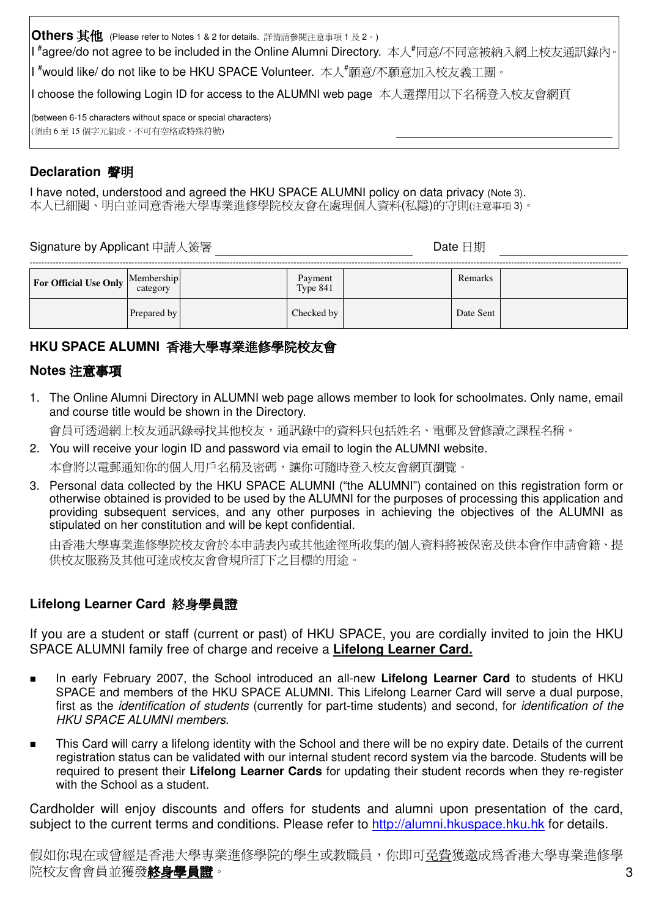**Others 其他** (Please refer to Notes 1 & 2 for details. 詳情請參閱注意事項 1 及 2。)

I #agree/do not agree to be included in the Online Alumni Directory. 本人#同意/不同意被納入網上校友通訊錄內。

I #would like/ do not like to be HKU SPACE Volunteer. 本人#願意/不願意加入校友義工團。

I choose the following Login ID for access to the ALUMNI web page 本人選擇用以下名稱登入校友會網頁

(between 6-15 characters without space or special characters)
(須由 6 至 15 個字元組成，不可有空格或特殊符號) ____________________

## Declaration 聲明

I have noted, understood and agreed the HKU SPACE ALUMNI policy on data privacy (Note 3).
本人已細閱、明白並同意香港大學專業進修學院校友會在處理個人資料(私隱)的守則(注意事項 3)。

Signature by Applicant 申請人簽署 ____________________ Date 日期 ____________________

| For Official Use Only | Membership category | | Payment Type 841 | | Remarks | |
|---|---|---|---|---|---|---|
| | Prepared by | | Checked by | | Date Sent | |

## HKU SPACE ALUMNI 香港大學專業進修學院校友會

### Notes 注意事項

1. The Online Alumni Directory in ALUMNI web page allows member to look for schoolmates. Only name, email and course title would be shown in the Directory.

   會員可透過網上校友通訊錄尋找其他校友，通訊錄中的資料只包括姓名、電郵及曾修讀之課程名稱。

2. You will receive your login ID and password via email to login the ALUMNI website.

   本會將以電郵通知你的個人用戶名稱及密碼，讓你可隨時登入校友會網頁瀏覽。

3. Personal data collected by the HKU SPACE ALUMNI ("the ALUMNI") contained on this registration form or otherwise obtained is provided to be used by the ALUMNI for the purposes of processing this application and providing subsequent services, and any other purposes in achieving the objectives of the ALUMNI as stipulated on her constitution and will be kept confidential.

   由香港大學專業進修學院校友會於本申請表內或其他途徑所收集的個人資料將被保密及供本會作申請會籍、提供校友服務及其他可達成校友會會規所訂下之目標的用途。

## Lifelong Learner Card 終身學員證

If you are a student or staff (current or past) of HKU SPACE, you are cordially invited to join the HKU SPACE ALUMNI family free of charge and receive a **Lifelong Learner Card.**

- In early February 2007, the School introduced an all-new **Lifelong Learner Card** to students of HKU SPACE and members of the HKU SPACE ALUMNI. This Lifelong Learner Card will serve a dual purpose, first as the *identification of students* (currently for part-time students) and second, for *identification of the HKU SPACE ALUMNI members*.
- This Card will carry a lifelong identity with the School and there will be no expiry date. Details of the current registration status can be validated with our internal student record system via the barcode. Students will be required to present their **Lifelong Learner Cards** for updating their student records when they re-register with the School as a student.

Cardholder will enjoy discounts and offers for students and alumni upon presentation of the card, subject to the current terms and conditions. Please refer to http://alumni.hkuspace.hku.hk for details.

假如你現在或曾經是香港大學專業進修學院的學生或教職員，你即可免費獲邀成爲香港大學專業進修學院校友會會員並獲發**終身學員證**。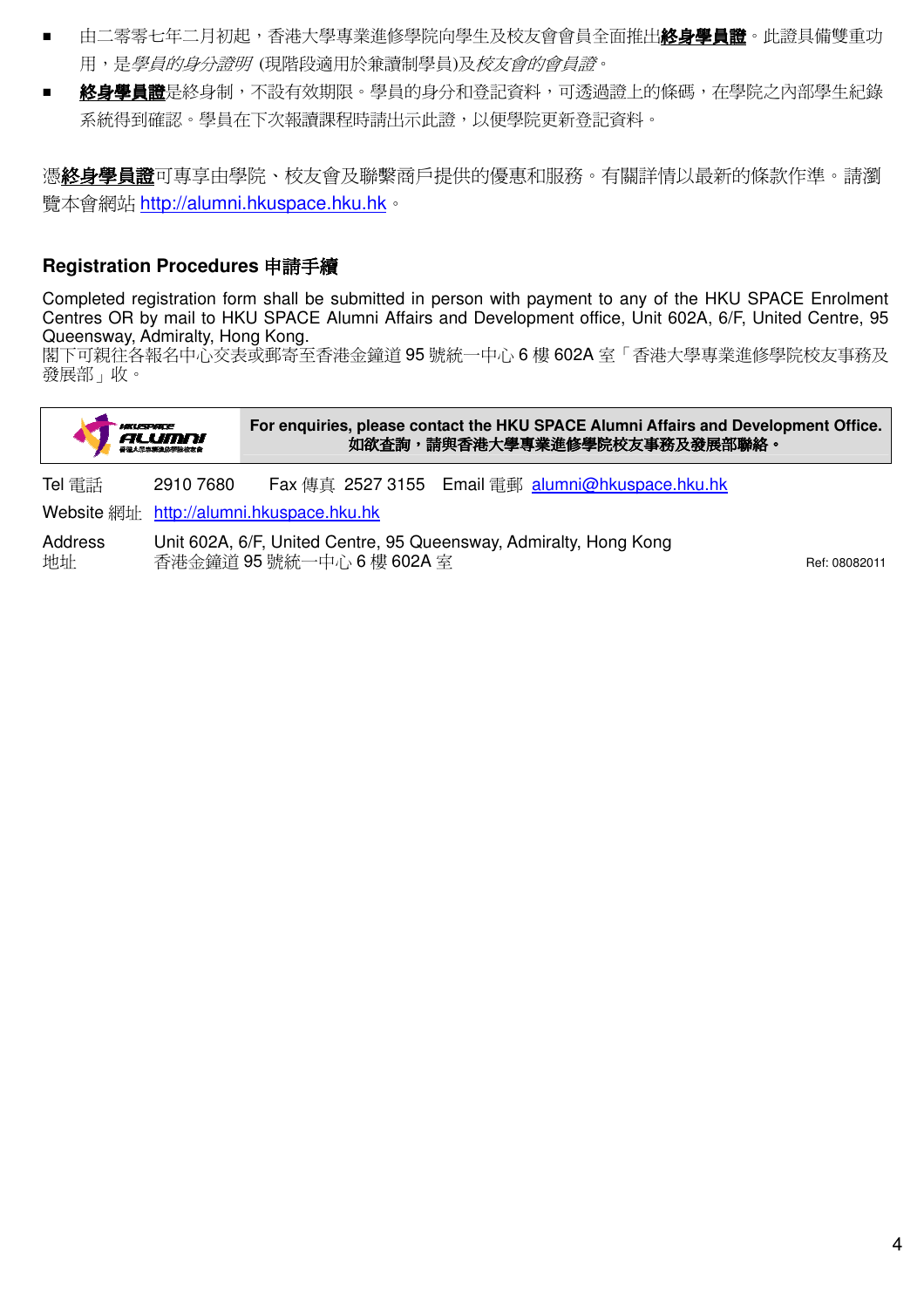- 由二零零七年二月初起，香港大學專業進修學院向學生及校友會會員全面推出**終身學員證**。此證具備雙重功用，是*學員的身分證明* (現階段適用於兼讀制學員)及*校友會的會員證*。
- **終身學員證**是終身制，不設有效期限。學員的身分和登記資料，可透過證上的條碼，在學院之內部學生紀錄系統得到確認。學員在下次報讀課程時請出示此證，以便學院更新登記資料。

憑**終身學員證**可專享由學院、校友會及聯繫商戶提供的優惠和服務。有關詳情以最新的條款作準。請瀏覽本會網站 http://alumni.hkuspace.hku.hk。

## Registration Procedures 申請手續

Completed registration form shall be submitted in person with payment to any of the HKU SPACE Enrolment Centres OR by mail to HKU SPACE Alumni Affairs and Development office, Unit 602A, 6/F, United Centre, 95 Queensway, Admiralty, Hong Kong.
閣下可親往各報名中心交表或郵寄至香港金鐘道 95 號統一中心 6 樓 602A 室「香港大學專業進修學院校友事務及發展部」收。

HKU SPACE ALUMNI 香港大學專業進修學院校友會

**For enquiries, please contact the HKU SPACE Alumni Affairs and Development Office.**
**如欲查詢，請與香港大學專業進修學院校友事務及發展部聯絡。**

Tel 電話 2910 7680 Fax 傳真 2527 3155 Email 電郵 alumni@hkuspace.hku.hk

Website 網址 http://alumni.hkuspace.hku.hk

Address 地址 Unit 602A, 6/F, United Centre, 95 Queensway, Admiralty, Hong Kong
香港金鐘道 95 號統一中心 6 樓 602A 室

Ref: 08082011